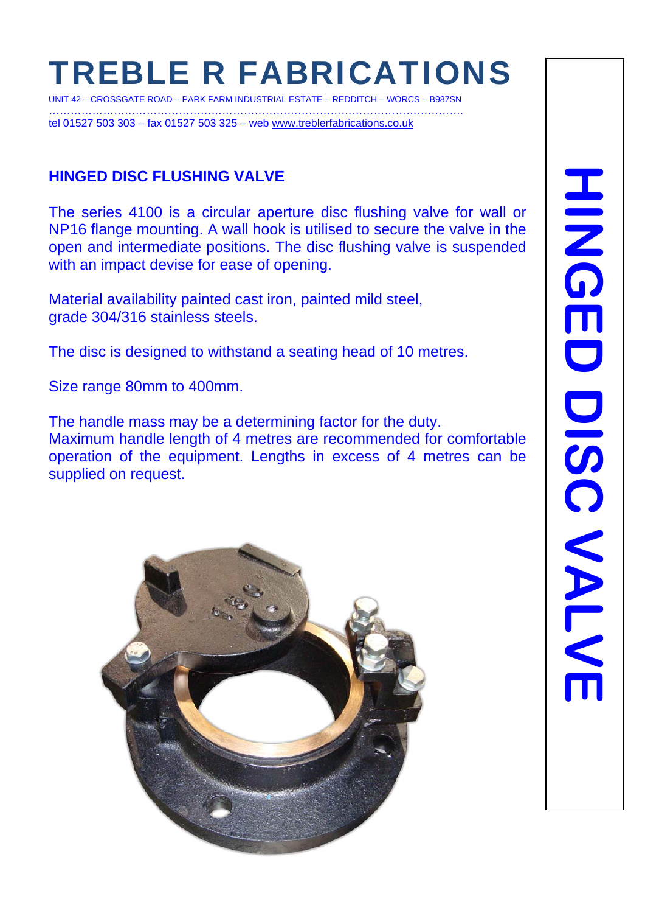# TREBLE R FABRICATIONS

UNIT 42 – CROSSGATE ROAD – PARK FARM INDUSTRIAL ESTATE – REDDITCH – WORCS – B987SN

tel 01527 503 303 – fax 01527 503 325 – web www.treblerfabrications.co.uk

## HINGED DISC FLUSHING VALVE

The series 4100 is a circular aperture disc flushing valve for wall or NP16 flange mounting. A wall hook is utilised to secure the valve in the open and intermediate positions. The disc flushing valve is suspended with an impact devise for ease of opening.

Material availability painted cast iron, painted mild steel, grade 304/316 stainless steels.

The disc is designed to withstand a seating head of 10 metres.

Size range 80mm to 400mm.

The handle mass may be a determining factor for the duty.
Maximum handle length of 4 metres are recommended for comfortable operation of the equipment. Lengths in excess of 4 metres can be supplied on request.

HINGED DISC VALVE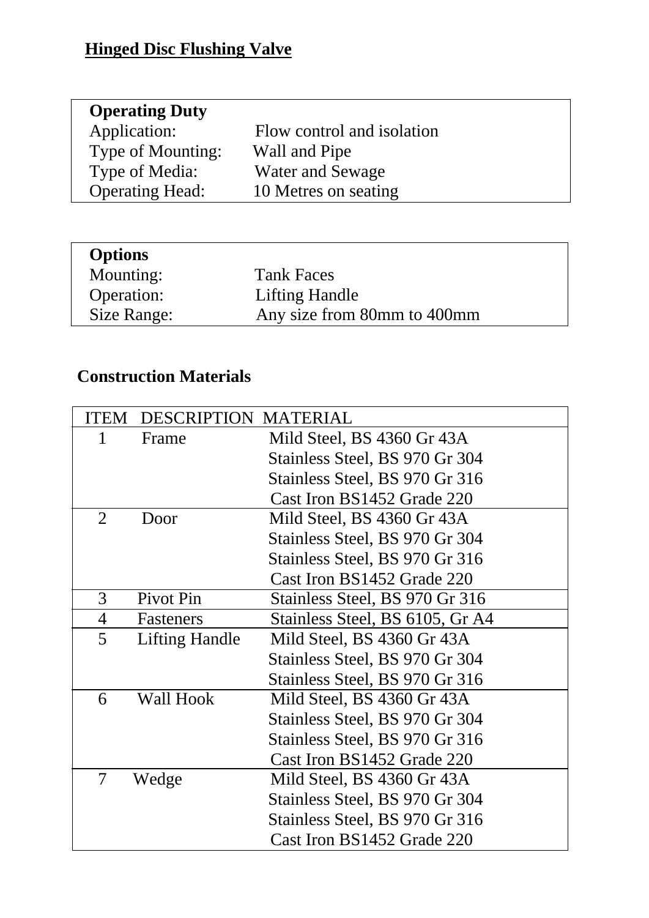## Hinged Disc Flushing Valve

| **Operating Duty** | |
|---|---|
| Application: | Flow control and isolation |
| Type of Mounting: | Wall and Pipe |
| Type of Media: | Water and Sewage |
| Operating Head: | 10 Metres on seating |

| **Options** | |
|---|---|
| Mounting: | Tank Faces |
| Operation: | Lifting Handle |
| Size Range: | Any size from 80mm to 400mm |

### Construction Materials

| ITEM | DESCRIPTION | MATERIAL |
|---|---|---|
| 1 | Frame | Mild Steel, BS 4360 Gr 43A<br>Stainless Steel, BS 970 Gr 304<br>Stainless Steel, BS 970 Gr 316<br>Cast Iron BS1452 Grade 220 |
| 2 | Door | Mild Steel, BS 4360 Gr 43A<br>Stainless Steel, BS 970 Gr 304<br>Stainless Steel, BS 970 Gr 316<br>Cast Iron BS1452 Grade 220 |
| 3 | Pivot Pin | Stainless Steel, BS 970 Gr 316 |
| 4 | Fasteners | Stainless Steel, BS 6105, Gr A4 |
| 5 | Lifting Handle | Mild Steel, BS 4360 Gr 43A<br>Stainless Steel, BS 970 Gr 304<br>Stainless Steel, BS 970 Gr 316 |
| 6 | Wall Hook | Mild Steel, BS 4360 Gr 43A<br>Stainless Steel, BS 970 Gr 304<br>Stainless Steel, BS 970 Gr 316<br>Cast Iron BS1452 Grade 220 |
| 7 | Wedge | Mild Steel, BS 4360 Gr 43A<br>Stainless Steel, BS 970 Gr 304<br>Stainless Steel, BS 970 Gr 316<br>Cast Iron BS1452 Grade 220 |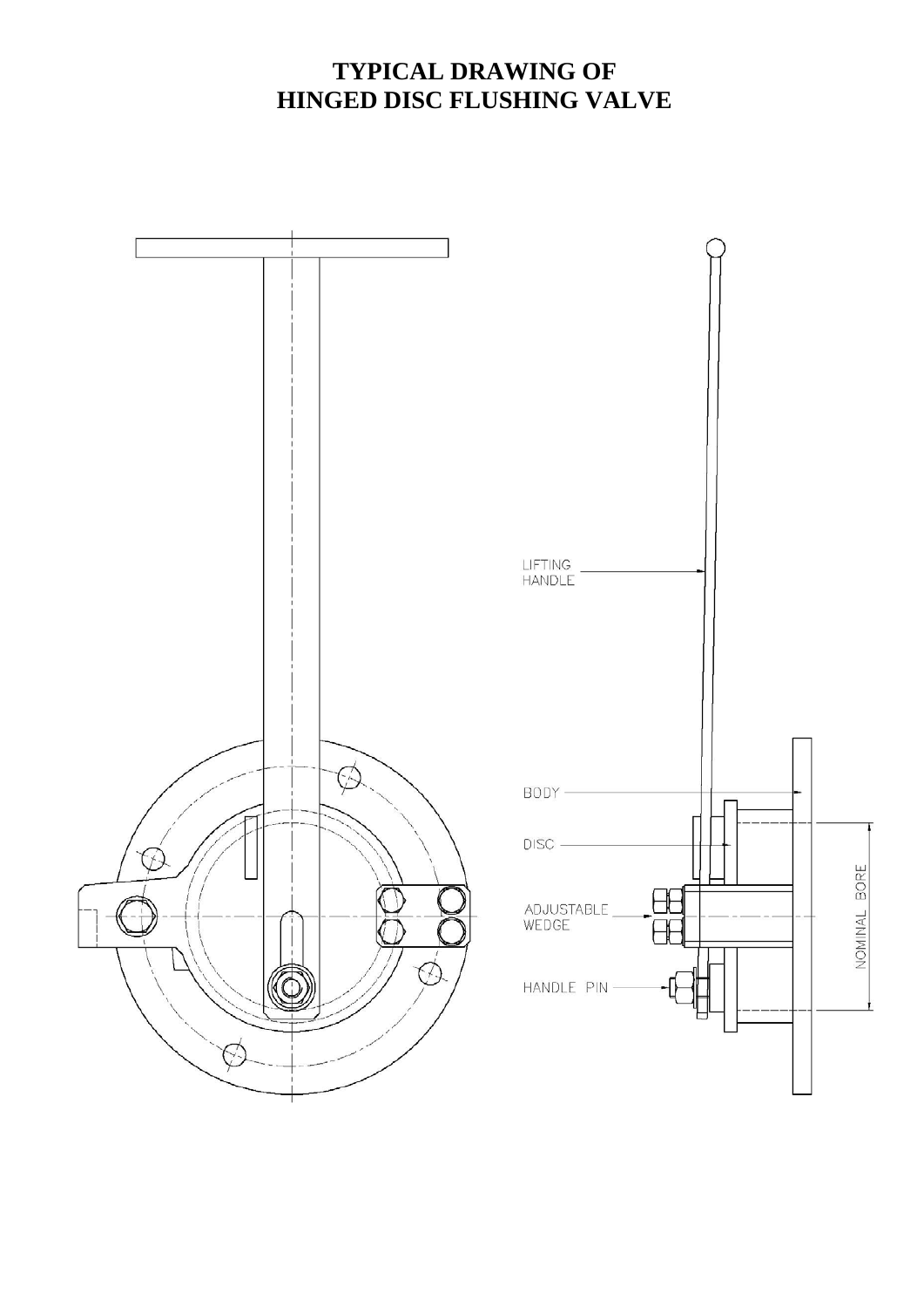# TYPICAL DRAWING OF HINGED DISC FLUSHING VALVE

LIFTING HANDLE

BODY

DISC

ADJUSTABLE WEDGE

HANDLE PIN

NOMINAL BORE